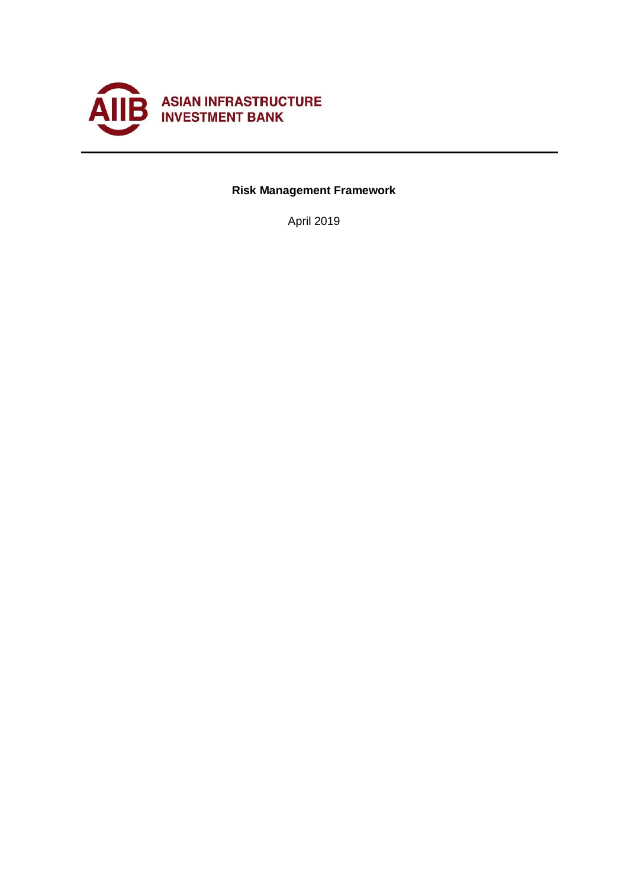ASIAN INFRASTRUCTURE INVESTMENT BANK

# Risk Management Framework

April 2019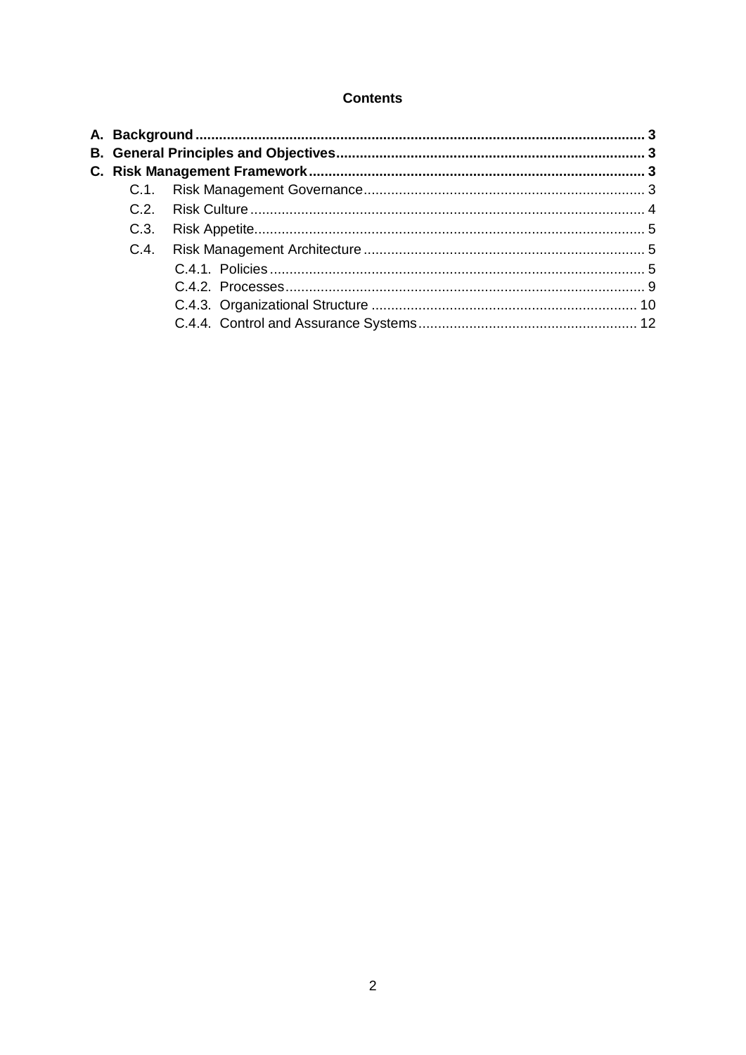**Contents**

**A. Background** 3

**B. General Principles and Objectives** 3

**C. Risk Management Framework** 3

- C.1. Risk Management Governance 3
- C.2. Risk Culture 4
- C.3. Risk Appetite 5
- C.4. Risk Management Architecture 5
  - C.4.1. Policies 5
  - C.4.2. Processes 9
  - C.4.3. Organizational Structure 10
  - C.4.4. Control and Assurance Systems 12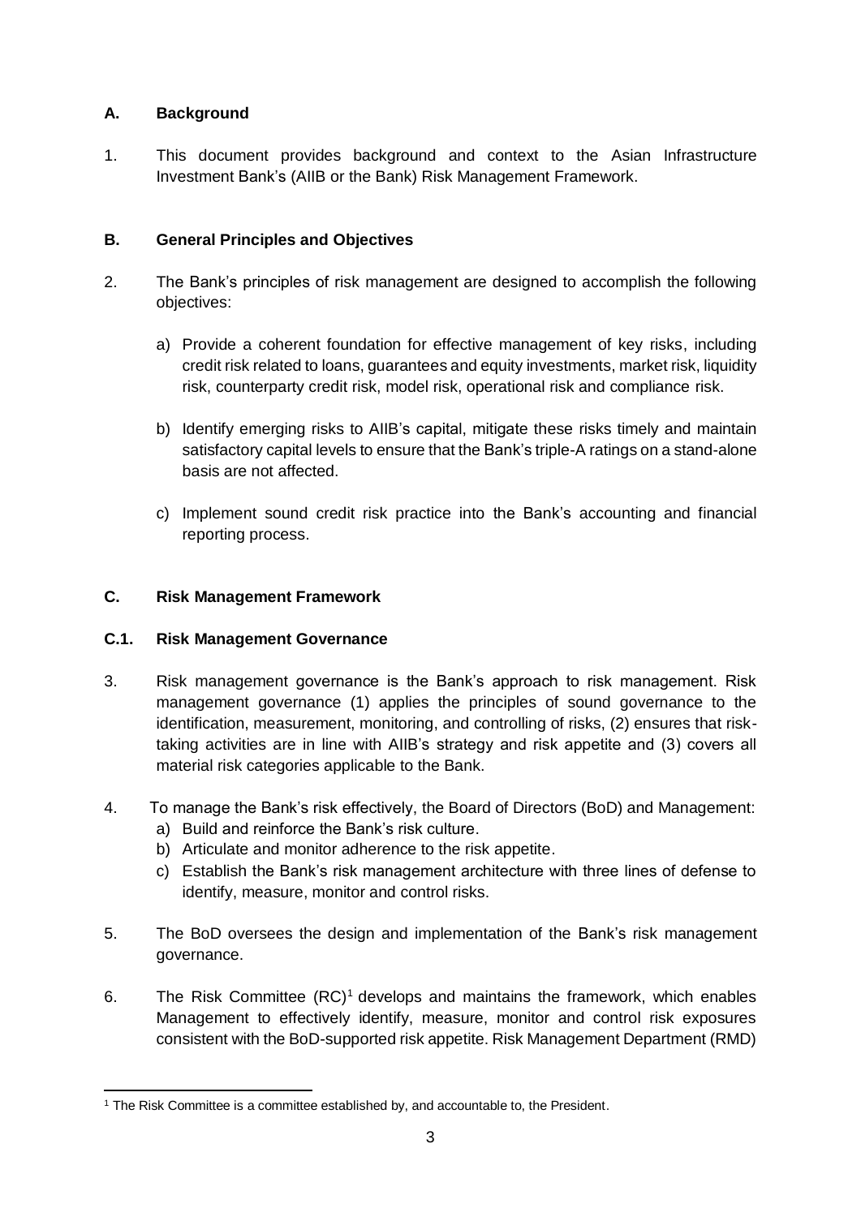## A. Background

1. This document provides background and context to the Asian Infrastructure Investment Bank's (AIIB or the Bank) Risk Management Framework.

## B. General Principles and Objectives

2. The Bank's principles of risk management are designed to accomplish the following objectives:

   a) Provide a coherent foundation for effective management of key risks, including credit risk related to loans, guarantees and equity investments, market risk, liquidity risk, counterparty credit risk, model risk, operational risk and compliance risk.

   b) Identify emerging risks to AIIB's capital, mitigate these risks timely and maintain satisfactory capital levels to ensure that the Bank's triple-A ratings on a stand-alone basis are not affected.

   c) Implement sound credit risk practice into the Bank's accounting and financial reporting process.

## C. Risk Management Framework

### C.1. Risk Management Governance

3. Risk management governance is the Bank's approach to risk management. Risk management governance (1) applies the principles of sound governance to the identification, measurement, monitoring, and controlling of risks, (2) ensures that risk-taking activities are in line with AIIB's strategy and risk appetite and (3) covers all material risk categories applicable to the Bank.

4. To manage the Bank's risk effectively, the Board of Directors (BoD) and Management:
   a) Build and reinforce the Bank's risk culture.
   b) Articulate and monitor adherence to the risk appetite.
   c) Establish the Bank's risk management architecture with three lines of defense to identify, measure, monitor and control risks.

5. The BoD oversees the design and implementation of the Bank's risk management governance.

6. The Risk Committee (RC)[1] develops and maintains the framework, which enables Management to effectively identify, measure, monitor and control risk exposures consistent with the BoD-supported risk appetite. Risk Management Department (RMD)

[1] The Risk Committee is a committee established by, and accountable to, the President.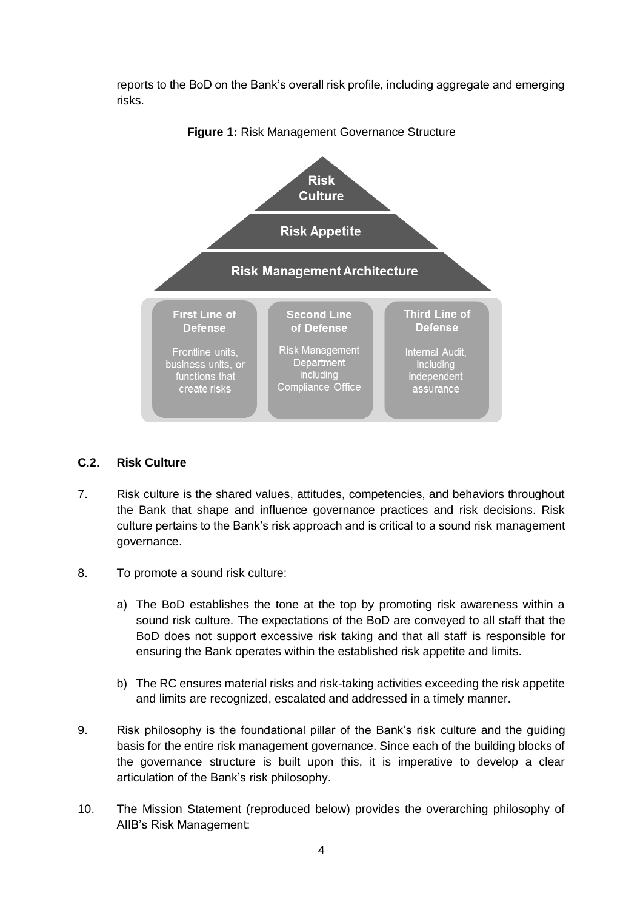reports to the BoD on the Bank's overall risk profile, including aggregate and emerging risks.

**Figure 1:** Risk Management Governance Structure

Risk Culture

Risk Appetite

Risk Management Architecture

| First Line of Defense | Second Line of Defense | Third Line of Defense |
| --- | --- | --- |
| Frontline units, business units, or functions that create risks | Risk Management Department including Compliance Office | Internal Audit, including independent assurance |

### C.2. Risk Culture

7. Risk culture is the shared values, attitudes, competencies, and behaviors throughout the Bank that shape and influence governance practices and risk decisions. Risk culture pertains to the Bank's risk approach and is critical to a sound risk management governance.

8. To promote a sound risk culture:

   a) The BoD establishes the tone at the top by promoting risk awareness within a sound risk culture. The expectations of the BoD are conveyed to all staff that the BoD does not support excessive risk taking and that all staff is responsible for ensuring the Bank operates within the established risk appetite and limits.

   b) The RC ensures material risks and risk-taking activities exceeding the risk appetite and limits are recognized, escalated and addressed in a timely manner.

9. Risk philosophy is the foundational pillar of the Bank's risk culture and the guiding basis for the entire risk management governance. Since each of the building blocks of the governance structure is built upon this, it is imperative to develop a clear articulation of the Bank's risk philosophy.

10. The Mission Statement (reproduced below) provides the overarching philosophy of AIIB's Risk Management: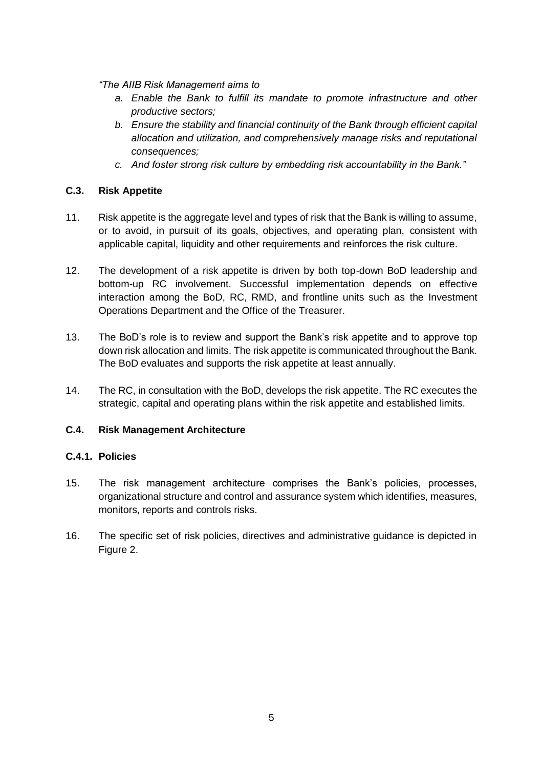*"The AIIB Risk Management aims to*

*a. Enable the Bank to fulfill its mandate to promote infrastructure and other productive sectors;*

*b. Ensure the stability and financial continuity of the Bank through efficient capital allocation and utilization, and comprehensively manage risks and reputational consequences;*

*c. And foster strong risk culture by embedding risk accountability in the Bank."*

### C.3. Risk Appetite

11. Risk appetite is the aggregate level and types of risk that the Bank is willing to assume, or to avoid, in pursuit of its goals, objectives, and operating plan, consistent with applicable capital, liquidity and other requirements and reinforces the risk culture.

12. The development of a risk appetite is driven by both top-down BoD leadership and bottom-up RC involvement. Successful implementation depends on effective interaction among the BoD, RC, RMD, and frontline units such as the Investment Operations Department and the Office of the Treasurer.

13. The BoD's role is to review and support the Bank's risk appetite and to approve top down risk allocation and limits. The risk appetite is communicated throughout the Bank. The BoD evaluates and supports the risk appetite at least annually.

14. The RC, in consultation with the BoD, develops the risk appetite. The RC executes the strategic, capital and operating plans within the risk appetite and established limits.

### C.4. Risk Management Architecture

#### C.4.1. Policies

15. The risk management architecture comprises the Bank's policies, processes, organizational structure and control and assurance system which identifies, measures, monitors, reports and controls risks.

16. The specific set of risk policies, directives and administrative guidance is depicted in Figure 2.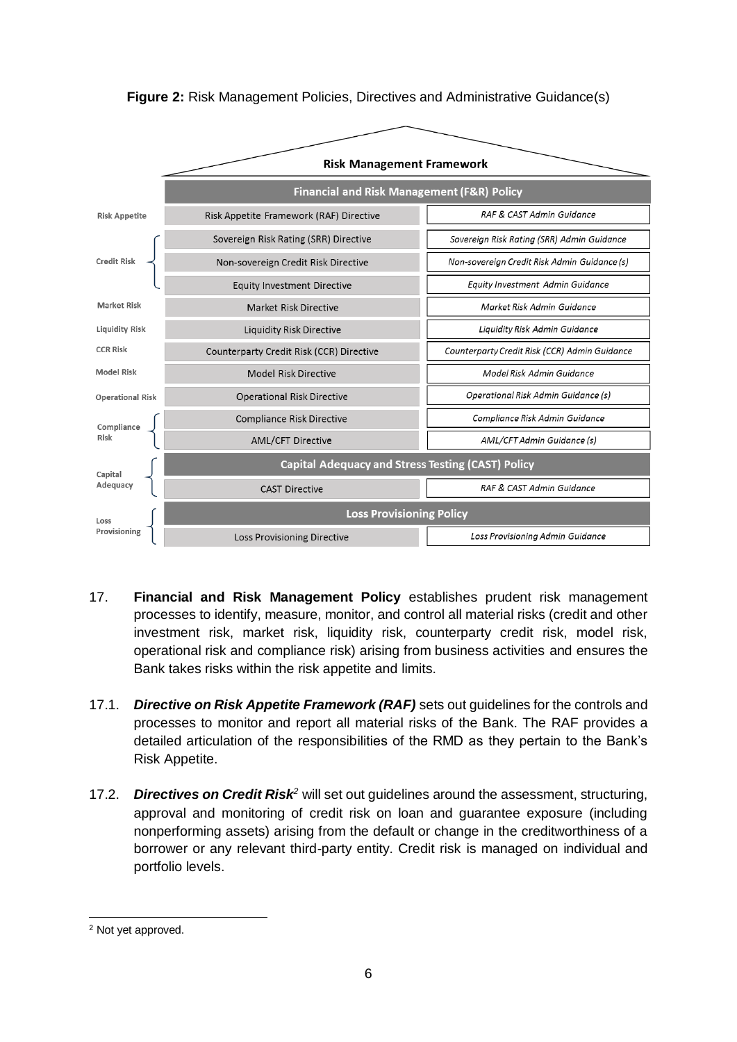**Figure 2:** Risk Management Policies, Directives and Administrative Guidance(s)

| Risk Management Framework | | |
|---|---|---|
| | **Financial and Risk Management (F&R) Policy** | |
| Risk Appetite | Risk Appetite Framework (RAF) Directive | *RAF & CAST Admin Guidance* |
| Credit Risk | Sovereign Risk Rating (SRR) Directive | *Sovereign Risk Rating (SRR) Admin Guidance* |
| | Non-sovereign Credit Risk Directive | *Non-sovereign Credit Risk Admin Guidance (s)* |
| | Equity Investment Directive | *Equity Investment Admin Guidance* |
| Market Risk | Market Risk Directive | *Market Risk Admin Guidance* |
| Liquidity Risk | Liquidity Risk Directive | *Liquidity Risk Admin Guidance* |
| CCR Risk | Counterparty Credit Risk (CCR) Directive | *Counterparty Credit Risk (CCR) Admin Guidance* |
| Model Risk | Model Risk Directive | *Model Risk Admin Guidance* |
| Operational Risk | Operational Risk Directive | *Operational Risk Admin Guidance (s)* |
| Compliance Risk | Compliance Risk Directive | *Compliance Risk Admin Guidance* |
| | AML/CFT Directive | *AML/CFT Admin Guidance (s)* |
| Capital Adequacy | **Capital Adequacy and Stress Testing (CAST) Policy** | |
| | CAST Directive | *RAF & CAST Admin Guidance* |
| Loss Provisioning | **Loss Provisioning Policy** | |
| | Loss Provisioning Directive | *Loss Provisioning Admin Guidance* |

17. **Financial and Risk Management Policy** establishes prudent risk management processes to identify, measure, monitor, and control all material risks (credit and other investment risk, market risk, liquidity risk, counterparty credit risk, model risk, operational risk and compliance risk) arising from business activities and ensures the Bank takes risks within the risk appetite and limits.

17.1. ***Directive on Risk Appetite Framework (RAF)*** sets out guidelines for the controls and processes to monitor and report all material risks of the Bank. The RAF provides a detailed articulation of the responsibilities of the RMD as they pertain to the Bank's Risk Appetite.

17.2. ***Directives on Credit Risk***[2] will set out guidelines around the assessment, structuring, approval and monitoring of credit risk on loan and guarantee exposure (including nonperforming assets) arising from the default or change in the creditworthiness of a borrower or any relevant third-party entity. Credit risk is managed on individual and portfolio levels.

[2] Not yet approved.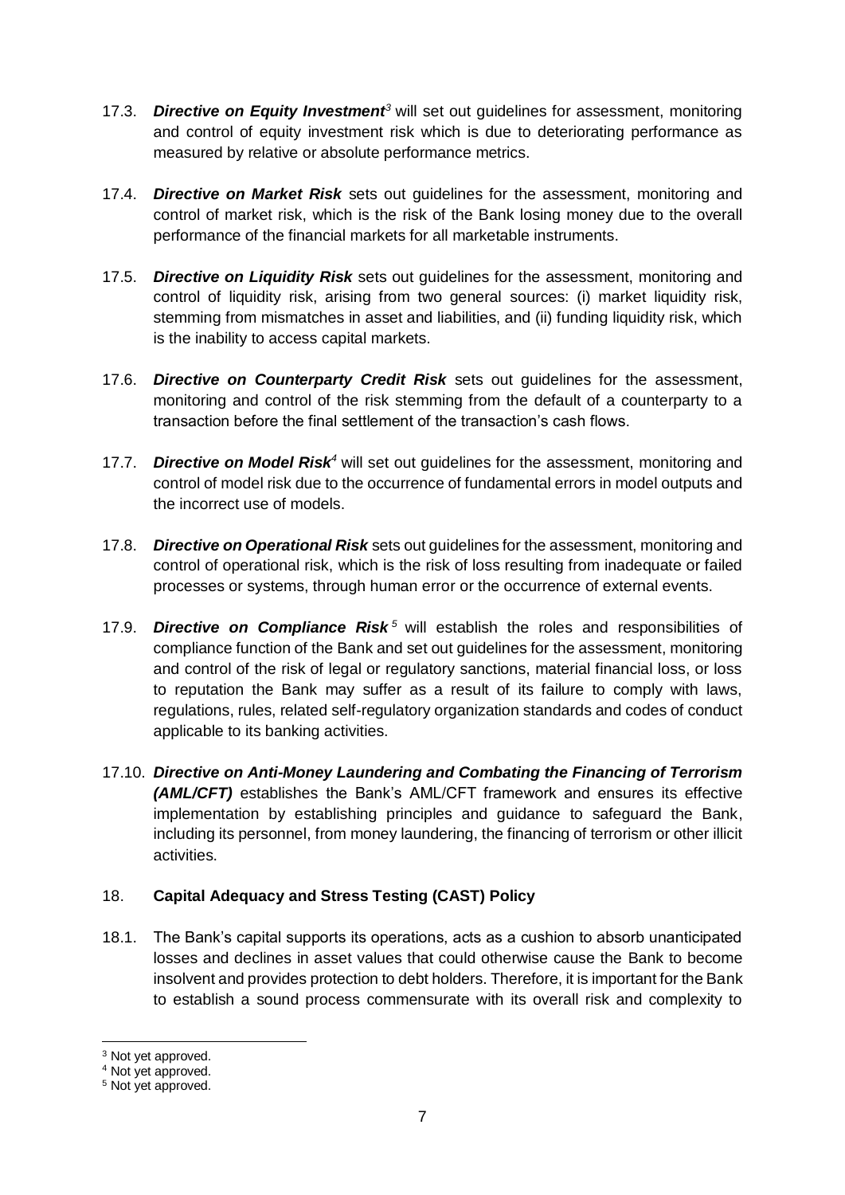17.3. ***Directive on Equity Investment***[3] will set out guidelines for assessment, monitoring and control of equity investment risk which is due to deteriorating performance as measured by relative or absolute performance metrics.

17.4. ***Directive on Market Risk*** sets out guidelines for the assessment, monitoring and control of market risk, which is the risk of the Bank losing money due to the overall performance of the financial markets for all marketable instruments.

17.5. ***Directive on Liquidity Risk*** sets out guidelines for the assessment, monitoring and control of liquidity risk, arising from two general sources: (i) market liquidity risk, stemming from mismatches in asset and liabilities, and (ii) funding liquidity risk, which is the inability to access capital markets.

17.6. ***Directive on Counterparty Credit Risk*** sets out guidelines for the assessment, monitoring and control of the risk stemming from the default of a counterparty to a transaction before the final settlement of the transaction's cash flows.

17.7. ***Directive on Model Risk***[4] will set out guidelines for the assessment, monitoring and control of model risk due to the occurrence of fundamental errors in model outputs and the incorrect use of models.

17.8. ***Directive on Operational Risk*** sets out guidelines for the assessment, monitoring and control of operational risk, which is the risk of loss resulting from inadequate or failed processes or systems, through human error or the occurrence of external events.

17.9. ***Directive on Compliance Risk***[5] will establish the roles and responsibilities of compliance function of the Bank and set out guidelines for the assessment, monitoring and control of the risk of legal or regulatory sanctions, material financial loss, or loss to reputation the Bank may suffer as a result of its failure to comply with laws, regulations, rules, related self-regulatory organization standards and codes of conduct applicable to its banking activities.

17.10. ***Directive on Anti-Money Laundering and Combating the Financing of Terrorism (AML/CFT)*** establishes the Bank's AML/CFT framework and ensures its effective implementation by establishing principles and guidance to safeguard the Bank, including its personnel, from money laundering, the financing of terrorism or other illicit activities.

## 18. **Capital Adequacy and Stress Testing (CAST) Policy**

18.1. The Bank's capital supports its operations, acts as a cushion to absorb unanticipated losses and declines in asset values that could otherwise cause the Bank to become insolvent and provides protection to debt holders. Therefore, it is important for the Bank to establish a sound process commensurate with its overall risk and complexity to

---

[3] Not yet approved.

[4] Not yet approved.

[5] Not yet approved.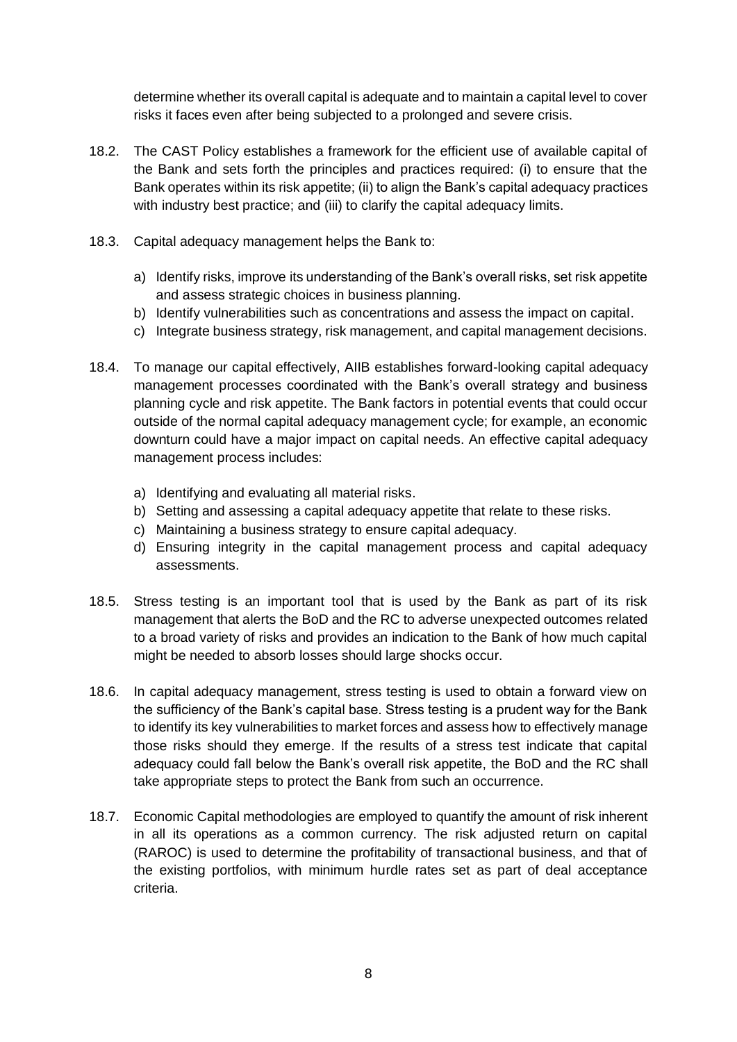determine whether its overall capital is adequate and to maintain a capital level to cover risks it faces even after being subjected to a prolonged and severe crisis.

18.2. The CAST Policy establishes a framework for the efficient use of available capital of the Bank and sets forth the principles and practices required: (i) to ensure that the Bank operates within its risk appetite; (ii) to align the Bank's capital adequacy practices with industry best practice; and (iii) to clarify the capital adequacy limits.

18.3. Capital adequacy management helps the Bank to:

a) Identify risks, improve its understanding of the Bank's overall risks, set risk appetite and assess strategic choices in business planning.
b) Identify vulnerabilities such as concentrations and assess the impact on capital.
c) Integrate business strategy, risk management, and capital management decisions.

18.4. To manage our capital effectively, AIIB establishes forward-looking capital adequacy management processes coordinated with the Bank's overall strategy and business planning cycle and risk appetite. The Bank factors in potential events that could occur outside of the normal capital adequacy management cycle; for example, an economic downturn could have a major impact on capital needs. An effective capital adequacy management process includes:

a) Identifying and evaluating all material risks.
b) Setting and assessing a capital adequacy appetite that relate to these risks.
c) Maintaining a business strategy to ensure capital adequacy.
d) Ensuring integrity in the capital management process and capital adequacy assessments.

18.5. Stress testing is an important tool that is used by the Bank as part of its risk management that alerts the BoD and the RC to adverse unexpected outcomes related to a broad variety of risks and provides an indication to the Bank of how much capital might be needed to absorb losses should large shocks occur.

18.6. In capital adequacy management, stress testing is used to obtain a forward view on the sufficiency of the Bank's capital base. Stress testing is a prudent way for the Bank to identify its key vulnerabilities to market forces and assess how to effectively manage those risks should they emerge. If the results of a stress test indicate that capital adequacy could fall below the Bank's overall risk appetite, the BoD and the RC shall take appropriate steps to protect the Bank from such an occurrence.

18.7. Economic Capital methodologies are employed to quantify the amount of risk inherent in all its operations as a common currency. The risk adjusted return on capital (RAROC) is used to determine the profitability of transactional business, and that of the existing portfolios, with minimum hurdle rates set as part of deal acceptance criteria.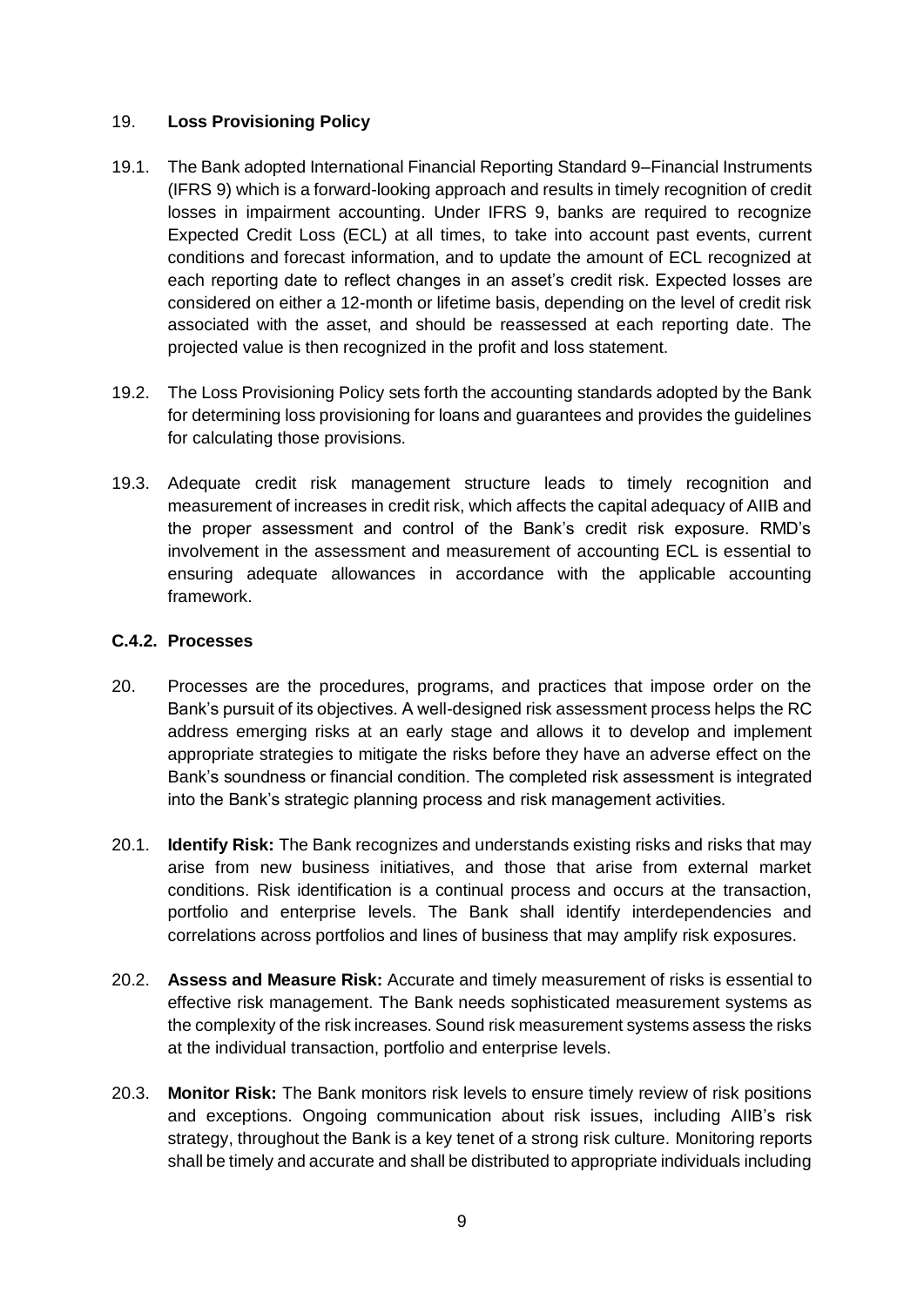19. **Loss Provisioning Policy**

19.1. The Bank adopted International Financial Reporting Standard 9–Financial Instruments (IFRS 9) which is a forward-looking approach and results in timely recognition of credit losses in impairment accounting. Under IFRS 9, banks are required to recognize Expected Credit Loss (ECL) at all times, to take into account past events, current conditions and forecast information, and to update the amount of ECL recognized at each reporting date to reflect changes in an asset's credit risk. Expected losses are considered on either a 12-month or lifetime basis, depending on the level of credit risk associated with the asset, and should be reassessed at each reporting date. The projected value is then recognized in the profit and loss statement.

19.2. The Loss Provisioning Policy sets forth the accounting standards adopted by the Bank for determining loss provisioning for loans and guarantees and provides the guidelines for calculating those provisions.

19.3. Adequate credit risk management structure leads to timely recognition and measurement of increases in credit risk, which affects the capital adequacy of AIIB and the proper assessment and control of the Bank's credit risk exposure. RMD's involvement in the assessment and measurement of accounting ECL is essential to ensuring adequate allowances in accordance with the applicable accounting framework.

### C.4.2. Processes

20. Processes are the procedures, programs, and practices that impose order on the Bank's pursuit of its objectives. A well-designed risk assessment process helps the RC address emerging risks at an early stage and allows it to develop and implement appropriate strategies to mitigate the risks before they have an adverse effect on the Bank's soundness or financial condition. The completed risk assessment is integrated into the Bank's strategic planning process and risk management activities.

20.1. **Identify Risk:** The Bank recognizes and understands existing risks and risks that may arise from new business initiatives, and those that arise from external market conditions. Risk identification is a continual process and occurs at the transaction, portfolio and enterprise levels. The Bank shall identify interdependencies and correlations across portfolios and lines of business that may amplify risk exposures.

20.2. **Assess and Measure Risk:** Accurate and timely measurement of risks is essential to effective risk management. The Bank needs sophisticated measurement systems as the complexity of the risk increases. Sound risk measurement systems assess the risks at the individual transaction, portfolio and enterprise levels.

20.3. **Monitor Risk:** The Bank monitors risk levels to ensure timely review of risk positions and exceptions. Ongoing communication about risk issues, including AIIB's risk strategy, throughout the Bank is a key tenet of a strong risk culture. Monitoring reports shall be timely and accurate and shall be distributed to appropriate individuals including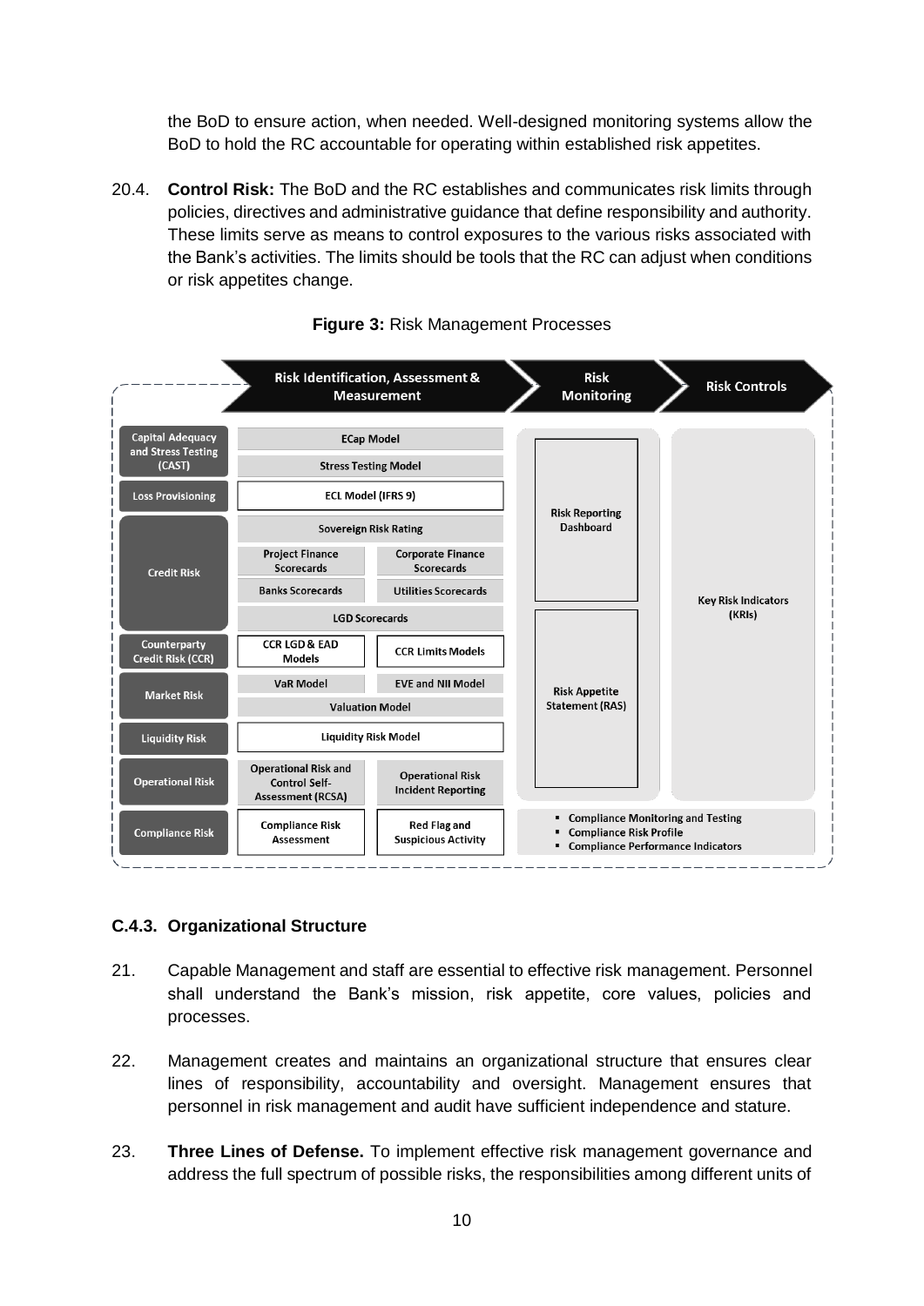the BoD to ensure action, when needed. Well-designed monitoring systems allow the BoD to hold the RC accountable for operating within established risk appetites.

20.4. **Control Risk:** The BoD and the RC establishes and communicates risk limits through policies, directives and administrative guidance that define responsibility and authority. These limits serve as means to control exposures to the various risks associated with the Bank's activities. The limits should be tools that the RC can adjust when conditions or risk appetites change.

**Figure 3:** Risk Management Processes

| | Risk Identification, Assessment & Measurement | | Risk Monitoring | Risk Controls |
|---|---|---|---|---|
| Capital Adequacy and Stress Testing (CAST) | ECap Model | | Risk Reporting Dashboard | Key Risk Indicators (KRIs) |
| | Stress Testing Model | | | |
| Loss Provisioning | ECL Model (IFRS 9) | | | |
| Credit Risk | Sovereign Risk Rating | | | |
| | Project Finance Scorecards | Corporate Finance Scorecards | | |
| | Banks Scorecards | Utilities Scorecards | | |
| | LGD Scorecards | | | |
| Counterparty Credit Risk (CCR) | CCR LGD & EAD Models | CCR Limits Models | Risk Appetite Statement (RAS) | |
| Market Risk | VaR Model | EVE and NII Model | | |
| | Valuation Model | | | |
| Liquidity Risk | Liquidity Risk Model | | | |
| Operational Risk | Operational Risk and Control Self-Assessment (RCSA) | Operational Risk Incident Reporting | | |
| Compliance Risk | Compliance Risk Assessment | Red Flag and Suspicious Activity | ▪ Compliance Monitoring and Testing<br>▪ Compliance Risk Profile<br>▪ Compliance Performance Indicators | |

### C.4.3. Organizational Structure

21. Capable Management and staff are essential to effective risk management. Personnel shall understand the Bank's mission, risk appetite, core values, policies and processes.

22. Management creates and maintains an organizational structure that ensures clear lines of responsibility, accountability and oversight. Management ensures that personnel in risk management and audit have sufficient independence and stature.

23. **Three Lines of Defense.** To implement effective risk management governance and address the full spectrum of possible risks, the responsibilities among different units of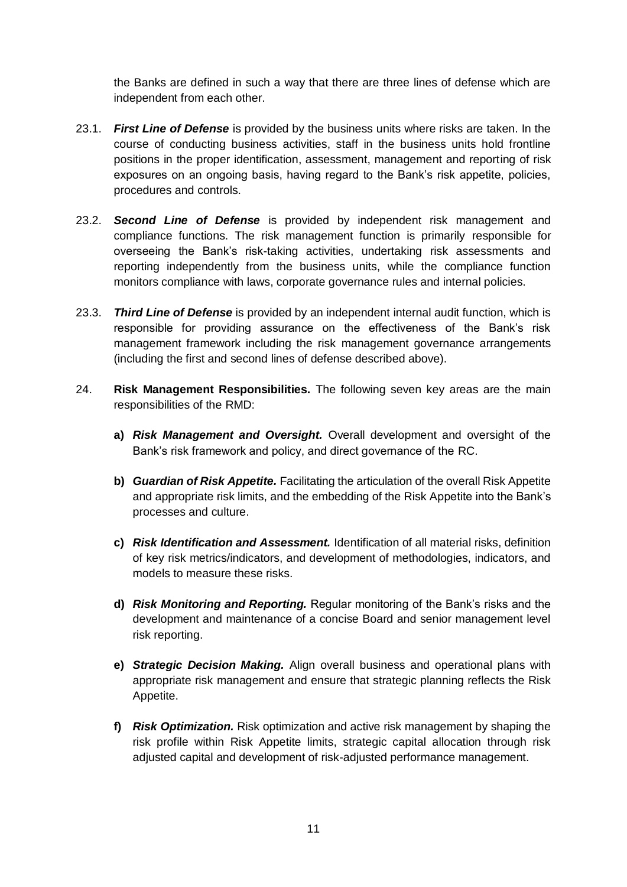the Banks are defined in such a way that there are three lines of defense which are independent from each other.

23.1. ***First Line of Defense*** is provided by the business units where risks are taken. In the course of conducting business activities, staff in the business units hold frontline positions in the proper identification, assessment, management and reporting of risk exposures on an ongoing basis, having regard to the Bank's risk appetite, policies, procedures and controls.

23.2. ***Second Line of Defense*** is provided by independent risk management and compliance functions. The risk management function is primarily responsible for overseeing the Bank's risk-taking activities, undertaking risk assessments and reporting independently from the business units, while the compliance function monitors compliance with laws, corporate governance rules and internal policies.

23.3. ***Third Line of Defense*** is provided by an independent internal audit function, which is responsible for providing assurance on the effectiveness of the Bank's risk management framework including the risk management governance arrangements (including the first and second lines of defense described above).

24. **Risk Management Responsibilities.** The following seven key areas are the main responsibilities of the RMD:

**a)** ***Risk Management and Oversight.*** Overall development and oversight of the Bank's risk framework and policy, and direct governance of the RC.

**b)** ***Guardian of Risk Appetite.*** Facilitating the articulation of the overall Risk Appetite and appropriate risk limits, and the embedding of the Risk Appetite into the Bank's processes and culture.

**c)** ***Risk Identification and Assessment.*** Identification of all material risks, definition of key risk metrics/indicators, and development of methodologies, indicators, and models to measure these risks.

**d)** ***Risk Monitoring and Reporting.*** Regular monitoring of the Bank's risks and the development and maintenance of a concise Board and senior management level risk reporting.

**e)** ***Strategic Decision Making.*** Align overall business and operational plans with appropriate risk management and ensure that strategic planning reflects the Risk Appetite.

**f)** ***Risk Optimization.*** Risk optimization and active risk management by shaping the risk profile within Risk Appetite limits, strategic capital allocation through risk adjusted capital and development of risk-adjusted performance management.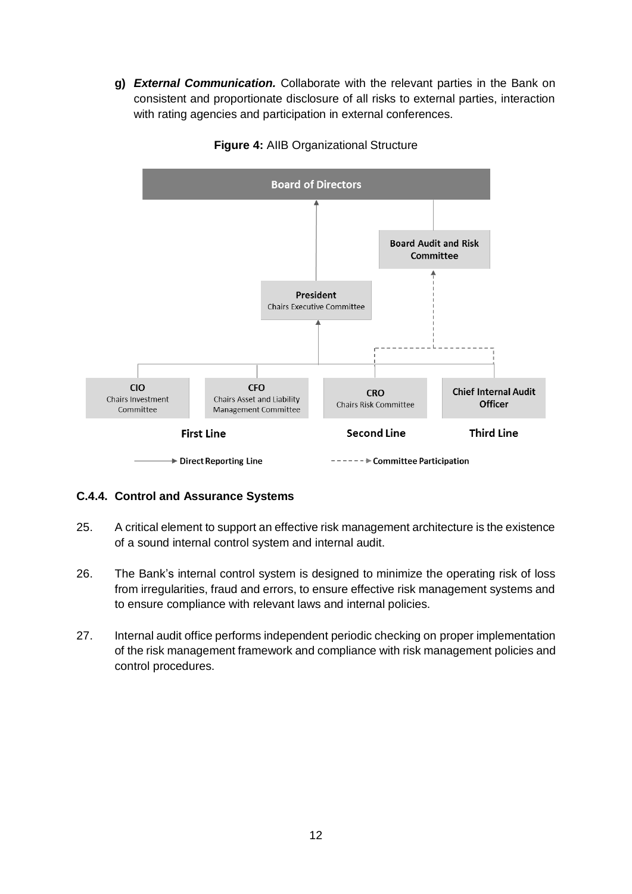**g)** ***External Communication.*** Collaborate with the relevant parties in the Bank on consistent and proportionate disclosure of all risks to external parties, interaction with rating agencies and participation in external conferences.

**Figure 4:** AIIB Organizational Structure

Board of Directors

Board Audit and Risk Committee

President
Chairs Executive Committee

CIO
Chairs Investment Committee

CFO
Chairs Asset and Liability Management Committee

CRO
Chairs Risk Committee

Chief Internal Audit Officer

First Line

Second Line

Third Line

Direct Reporting Line

Committee Participation

#### C.4.4. Control and Assurance Systems

25. A critical element to support an effective risk management architecture is the existence of a sound internal control system and internal audit.

26. The Bank's internal control system is designed to minimize the operating risk of loss from irregularities, fraud and errors, to ensure effective risk management systems and to ensure compliance with relevant laws and internal policies.

27. Internal audit office performs independent periodic checking on proper implementation of the risk management framework and compliance with risk management policies and control procedures.